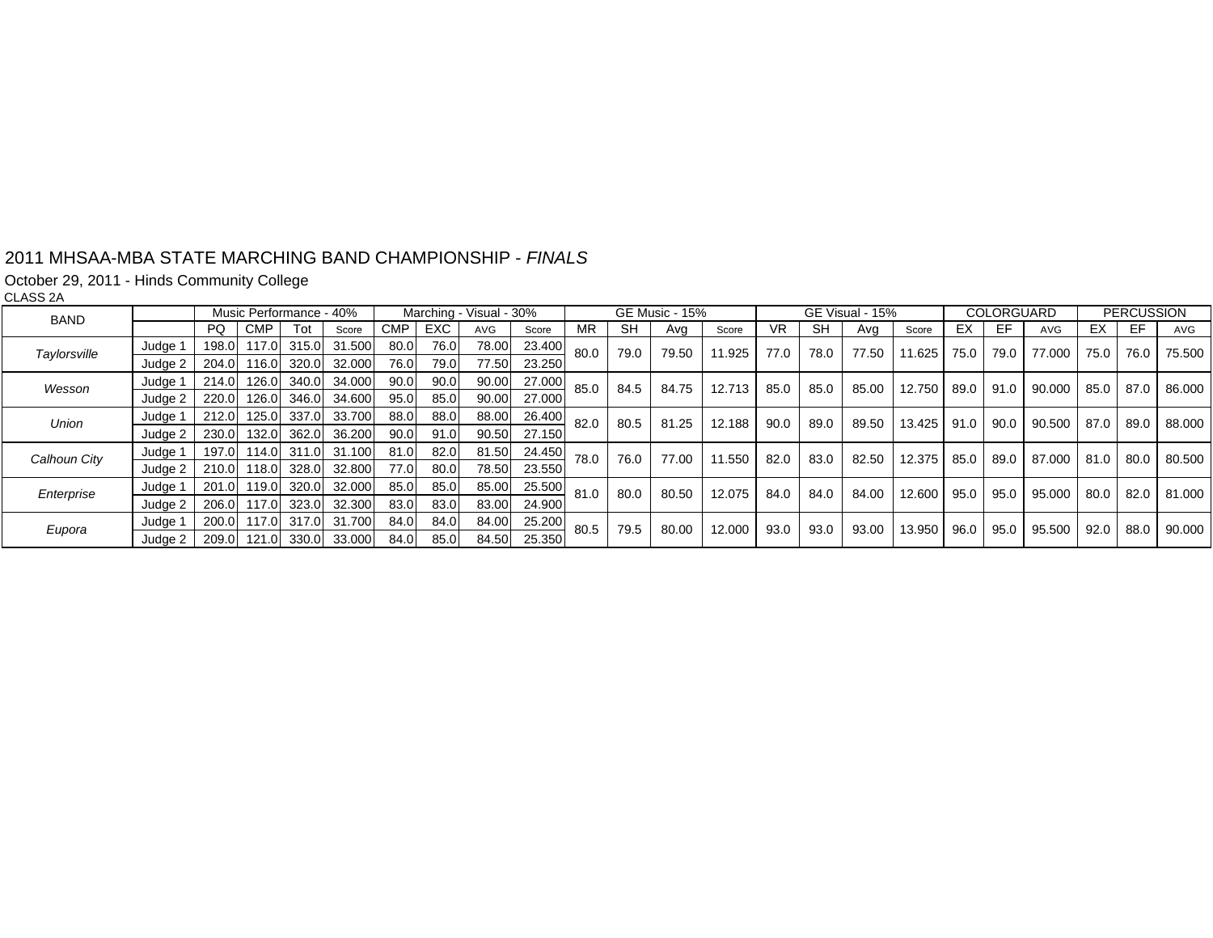2011 MHSAA-MBA STATE MARCHING BAND CHAMPIONSHIP - *FINALS*

October 29, 2011 - Hinds Community College

CLASS 2A

| BAND | | Music Performance - 40% | | | | Marching - Visual - 30% | | | | GE Music - 15% | | | | GE Visual - 15% | | | | COLORGUARD | | | PERCUSSION | | |
|---|---|---|---|---|---|---|---|---|---|---|---|---|---|---|---|---|---|---|---|---|---|---|---|
| | | PQ | CMP | Tot | Score | CMP | EXC | AVG | Score | MR | SH | Avg | Score | VR | SH | Avg | Score | EX | EF | AVG | EX | EF | AVG |
| *Taylorsville* | Judge 1 | 198.0 | 117.0 | 315.0 | 31.500 | 80.0 | 76.0 | 78.00 | 23.400 | 80.0 | 79.0 | 79.50 | 11.925 | 77.0 | 78.0 | 77.50 | 11.625 | 75.0 | 79.0 | 77.000 | 75.0 | 76.0 | 75.500 |
| | Judge 2 | 204.0 | 116.0 | 320.0 | 32.000 | 76.0 | 79.0 | 77.50 | 23.250 | | | | | | | | | | | | | | |
| *Wesson* | Judge 1 | 214.0 | 126.0 | 340.0 | 34.000 | 90.0 | 90.0 | 90.00 | 27.000 | 85.0 | 84.5 | 84.75 | 12.713 | 85.0 | 85.0 | 85.00 | 12.750 | 89.0 | 91.0 | 90.000 | 85.0 | 87.0 | 86.000 |
| | Judge 2 | 220.0 | 126.0 | 346.0 | 34.600 | 95.0 | 85.0 | 90.00 | 27.000 | | | | | | | | | | | | | | |
| *Union* | Judge 1 | 212.0 | 125.0 | 337.0 | 33.700 | 88.0 | 88.0 | 88.00 | 26.400 | 82.0 | 80.5 | 81.25 | 12.188 | 90.0 | 89.0 | 89.50 | 13.425 | 91.0 | 90.0 | 90.500 | 87.0 | 89.0 | 88.000 |
| | Judge 2 | 230.0 | 132.0 | 362.0 | 36.200 | 90.0 | 91.0 | 90.50 | 27.150 | | | | | | | | | | | | | | |
| *Calhoun City* | Judge 1 | 197.0 | 114.0 | 311.0 | 31.100 | 81.0 | 82.0 | 81.50 | 24.450 | 78.0 | 76.0 | 77.00 | 11.550 | 82.0 | 83.0 | 82.50 | 12.375 | 85.0 | 89.0 | 87.000 | 81.0 | 80.0 | 80.500 |
| | Judge 2 | 210.0 | 118.0 | 328.0 | 32.800 | 77.0 | 80.0 | 78.50 | 23.550 | | | | | | | | | | | | | | |
| *Enterprise* | Judge 1 | 201.0 | 119.0 | 320.0 | 32.000 | 85.0 | 85.0 | 85.00 | 25.500 | 81.0 | 80.0 | 80.50 | 12.075 | 84.0 | 84.0 | 84.00 | 12.600 | 95.0 | 95.0 | 95.000 | 80.0 | 82.0 | 81.000 |
| | Judge 2 | 206.0 | 117.0 | 323.0 | 32.300 | 83.0 | 83.0 | 83.00 | 24.900 | | | | | | | | | | | | | | |
| *Eupora* | Judge 1 | 200.0 | 117.0 | 317.0 | 31.700 | 84.0 | 84.0 | 84.00 | 25.200 | 80.5 | 79.5 | 80.00 | 12.000 | 93.0 | 93.0 | 93.00 | 13.950 | 96.0 | 95.0 | 95.500 | 92.0 | 88.0 | 90.000 |
| | Judge 2 | 209.0 | 121.0 | 330.0 | 33.000 | 84.0 | 85.0 | 84.50 | 25.350 | | | | | | | | | | | | | | |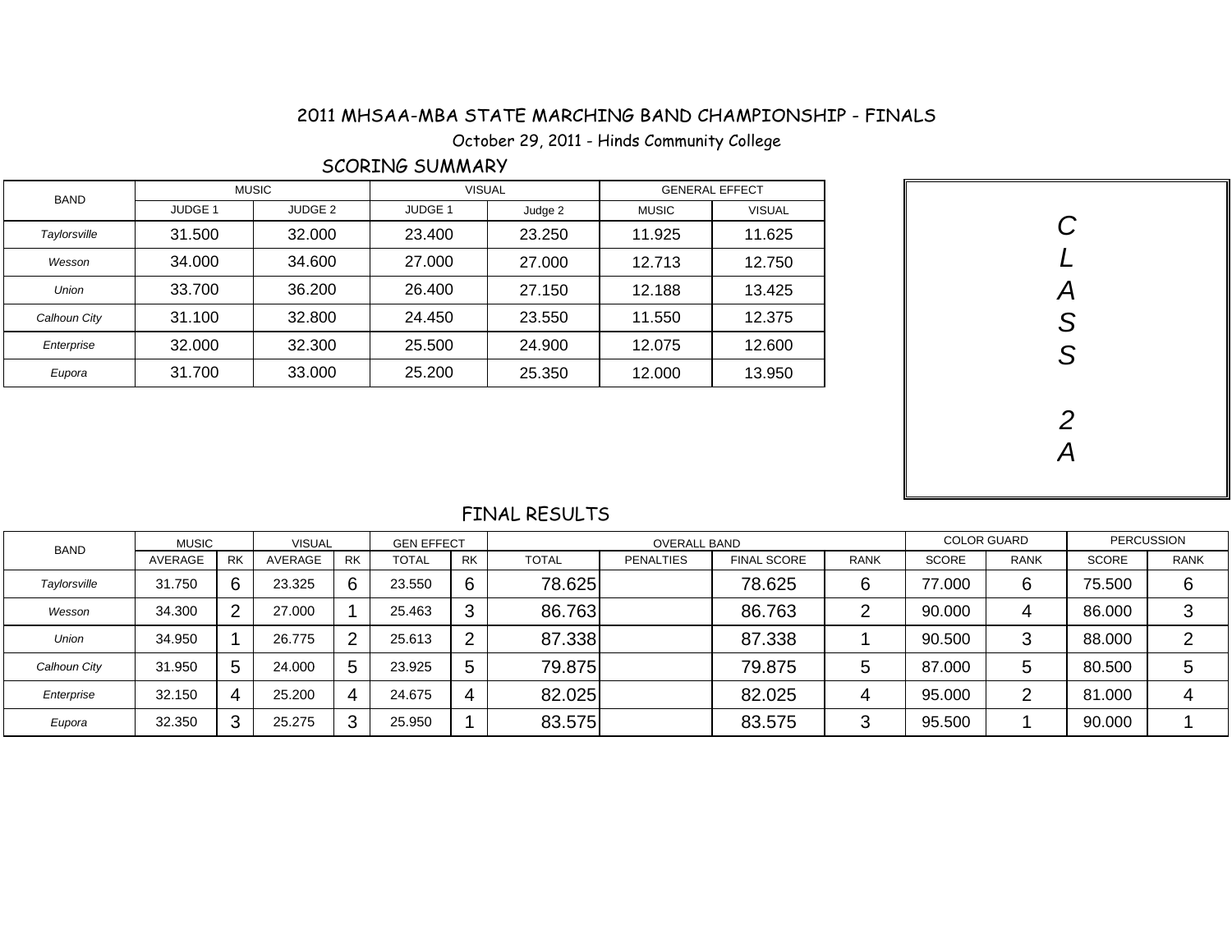# 2011 MHSAA-MBA STATE MARCHING BAND CHAMPIONSHIP - FINALS

October 29, 2011 - Hinds Community College

## SCORING SUMMARY

| BAND | MUSIC | | VISUAL | | GENERAL EFFECT | |
|---|---|---|---|---|---|---|
| | JUDGE 1 | JUDGE 2 | JUDGE 1 | Judge 2 | MUSIC | VISUAL |
| *Taylorsville* | 31.500 | 32.000 | 23.400 | 23.250 | 11.925 | 11.625 |
| *Wesson* | 34.000 | 34.600 | 27.000 | 27.000 | 12.713 | 12.750 |
| *Union* | 33.700 | 36.200 | 26.400 | 27.150 | 12.188 | 13.425 |
| *Calhoun City* | 31.100 | 32.800 | 24.450 | 23.550 | 11.550 | 12.375 |
| *Enterprise* | 32.000 | 32.300 | 25.500 | 24.900 | 12.075 | 12.600 |
| *Eupora* | 31.700 | 33.000 | 25.200 | 25.350 | 12.000 | 13.950 |

*CLASS 2A*

## FINAL RESULTS

| BAND | MUSIC | | VISUAL | | GEN EFFECT | | OVERALL BAND | | | | COLOR GUARD | | PERCUSSION | |
|---|---|---|---|---|---|---|---|---|---|---|---|---|---|---|
| | AVERAGE | RK | AVERAGE | RK | TOTAL | RK | TOTAL | PENALTIES | FINAL SCORE | RANK | SCORE | RANK | SCORE | RANK |
| *Taylorsville* | 31.750 | 6 | 23.325 | 6 | 23.550 | 6 | 78.625 | | 78.625 | 6 | 77.000 | 6 | 75.500 | 6 |
| *Wesson* | 34.300 | 2 | 27.000 | 1 | 25.463 | 3 | 86.763 | | 86.763 | 2 | 90.000 | 4 | 86.000 | 3 |
| *Union* | 34.950 | 1 | 26.775 | 2 | 25.613 | 2 | 87.338 | | 87.338 | 1 | 90.500 | 3 | 88.000 | 2 |
| *Calhoun City* | 31.950 | 5 | 24.000 | 5 | 23.925 | 5 | 79.875 | | 79.875 | 5 | 87.000 | 5 | 80.500 | 5 |
| *Enterprise* | 32.150 | 4 | 25.200 | 4 | 24.675 | 4 | 82.025 | | 82.025 | 4 | 95.000 | 2 | 81.000 | 4 |
| *Eupora* | 32.350 | 3 | 25.275 | 3 | 25.950 | 1 | 83.575 | | 83.575 | 3 | 95.500 | 1 | 90.000 | 1 |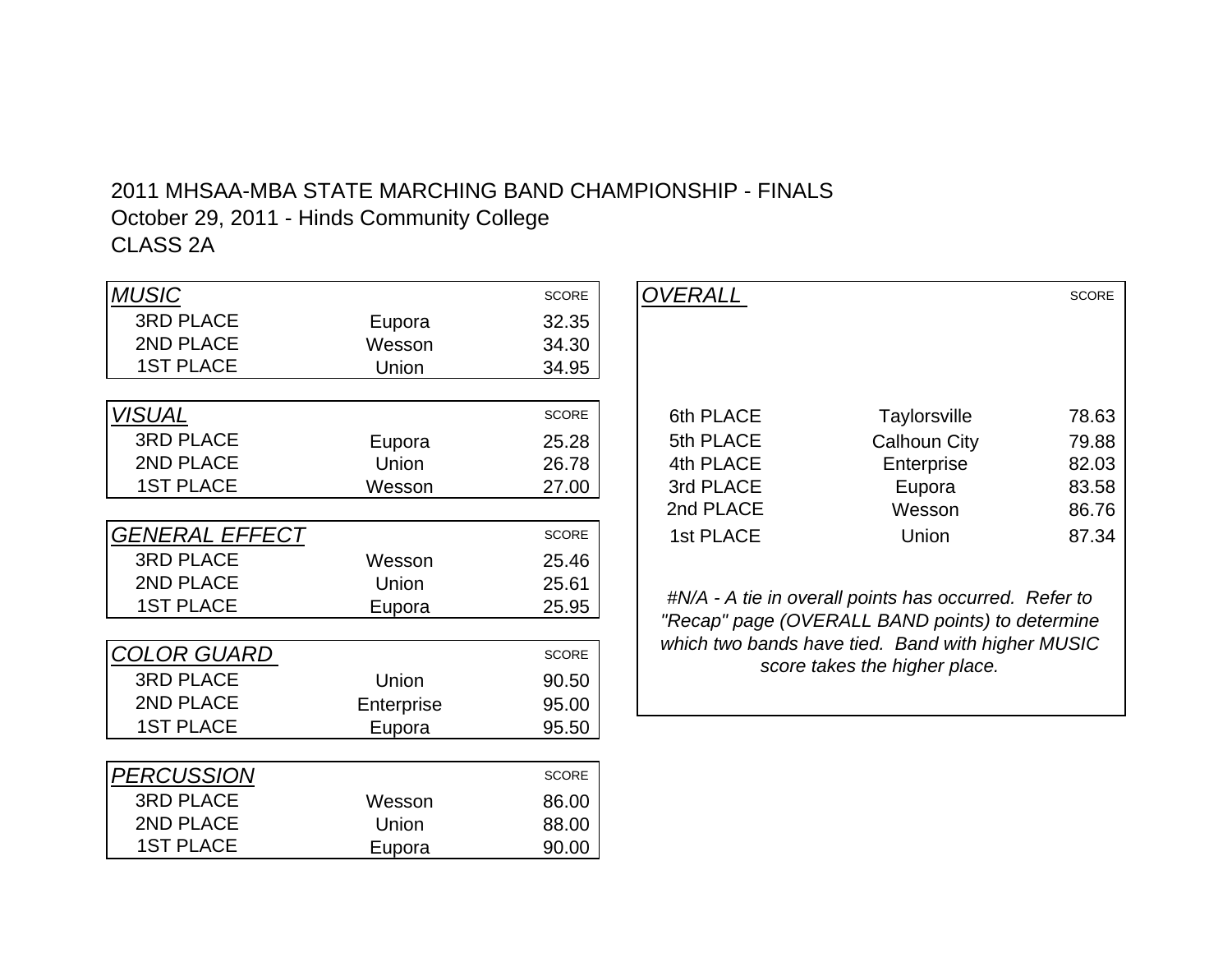2011 MHSAA-MBA STATE MARCHING BAND CHAMPIONSHIP - FINALS
October 29, 2011 - Hinds Community College
CLASS 2A

| *MUSIC* | | SCORE |
|---|---|---|
| 3RD PLACE | Eupora | 32.35 |
| 2ND PLACE | Wesson | 34.30 |
| 1ST PLACE | Union | 34.95 |

| *VISUAL* | | SCORE |
|---|---|---|
| 3RD PLACE | Eupora | 25.28 |
| 2ND PLACE | Union | 26.78 |
| 1ST PLACE | Wesson | 27.00 |

| *GENERAL EFFECT* | | SCORE |
|---|---|---|
| 3RD PLACE | Wesson | 25.46 |
| 2ND PLACE | Union | 25.61 |
| 1ST PLACE | Eupora | 25.95 |

| *COLOR GUARD* | | SCORE |
|---|---|---|
| 3RD PLACE | Union | 90.50 |
| 2ND PLACE | Enterprise | 95.00 |
| 1ST PLACE | Eupora | 95.50 |

| *PERCUSSION* | | SCORE |
|---|---|---|
| 3RD PLACE | Wesson | 86.00 |
| 2ND PLACE | Union | 88.00 |
| 1ST PLACE | Eupora | 90.00 |

| *OVERALL* | | SCORE |
|---|---|---|
| 6th PLACE | Taylorsville | 78.63 |
| 5th PLACE | Calhoun City | 79.88 |
| 4th PLACE | Enterprise | 82.03 |
| 3rd PLACE | Eupora | 83.58 |
| 2nd PLACE | Wesson | 86.76 |
| 1st PLACE | Union | 87.34 |

*#N/A - A tie in overall points has occurred. Refer to "Recap" page (OVERALL BAND points) to determine which two bands have tied. Band with higher MUSIC score takes the higher place.*